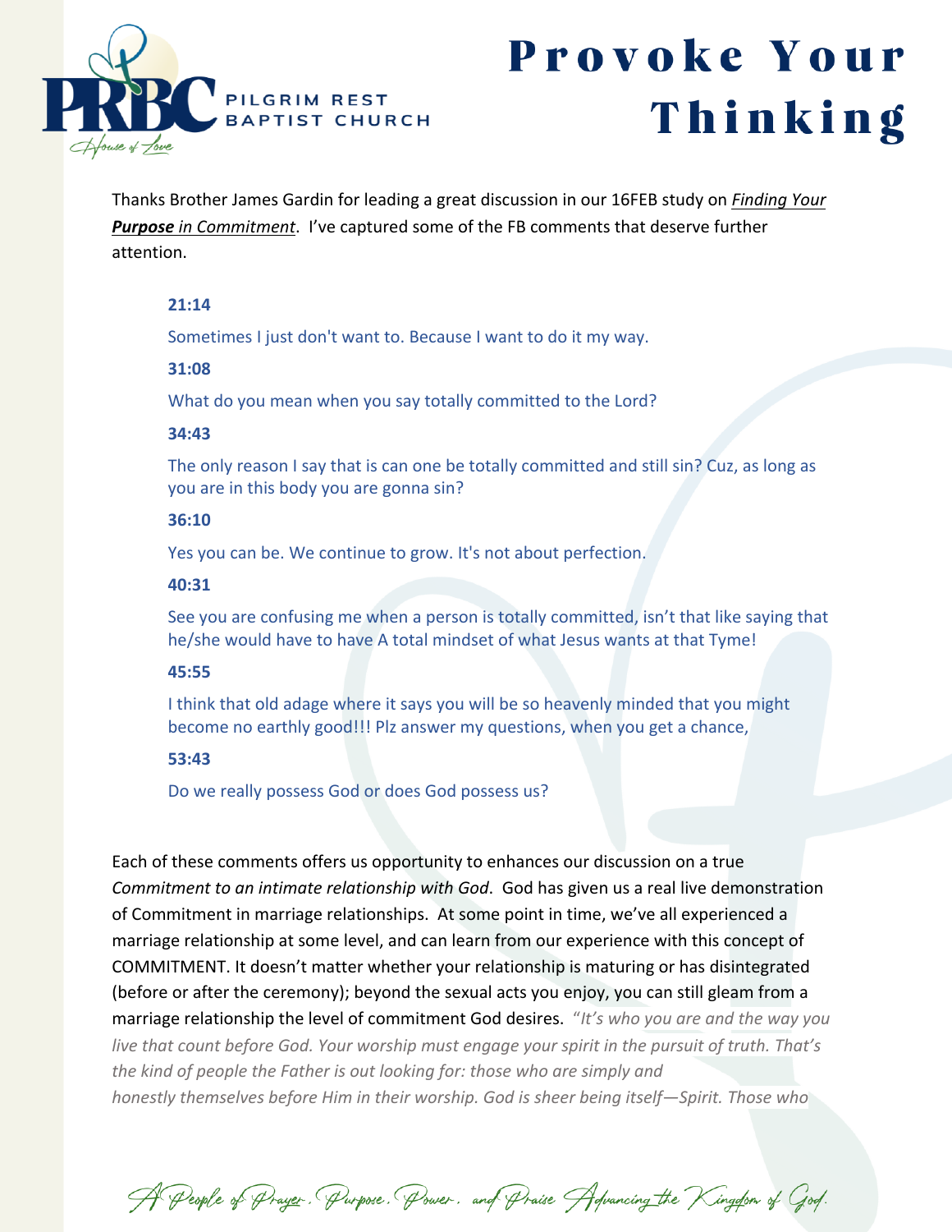**PILGRIM REST BAPTIST CHURCH**

# Provoke Your Thinking

Thanks Brother James Gardin for leading a great discussion in our 16FEB study on ***Finding Your Purpose** in Commitment*. I've captured some of the FB comments that deserve further attention.

> **21:14**
>
> Sometimes I just don't want to. Because I want to do it my way.
>
> **31:08**
>
> What do you mean when you say totally committed to the Lord?
>
> **34:43**
>
> The only reason I say that is can one be totally committed and still sin? Cuz, as long as you are in this body you are gonna sin?
>
> **36:10**
>
> Yes you can be. We continue to grow. It's not about perfection.
>
> **40:31**
>
> See you are confusing me when a person is totally committed, isn't that like saying that he/she would have to have A total mindset of what Jesus wants at that Tyme!
>
> **45:55**
>
> I think that old adage where it says you will be so heavenly minded that you might become no earthly good!!! Plz answer my questions, when you get a chance,
>
> **53:43**
>
> Do we really possess God or does God possess us?

Each of these comments offers us opportunity to enhances our discussion on a true *Commitment to an intimate relationship with God*. God has given us a real live demonstration of Commitment in marriage relationships. At some point in time, we've all experienced a marriage relationship at some level, and can learn from our experience with this concept of COMMITMENT. It doesn't matter whether your relationship is maturing or has disintegrated (before or after the ceremony); beyond the sexual acts you enjoy, you can still gleam from a marriage relationship the level of commitment God desires. "*It's who you are and the way you live that count before God. Your worship must engage your spirit in the pursuit of truth. That's the kind of people the Father is out looking for: those who are simply and honestly themselves before Him in their worship. God is sheer being itself—Spirit. Those who*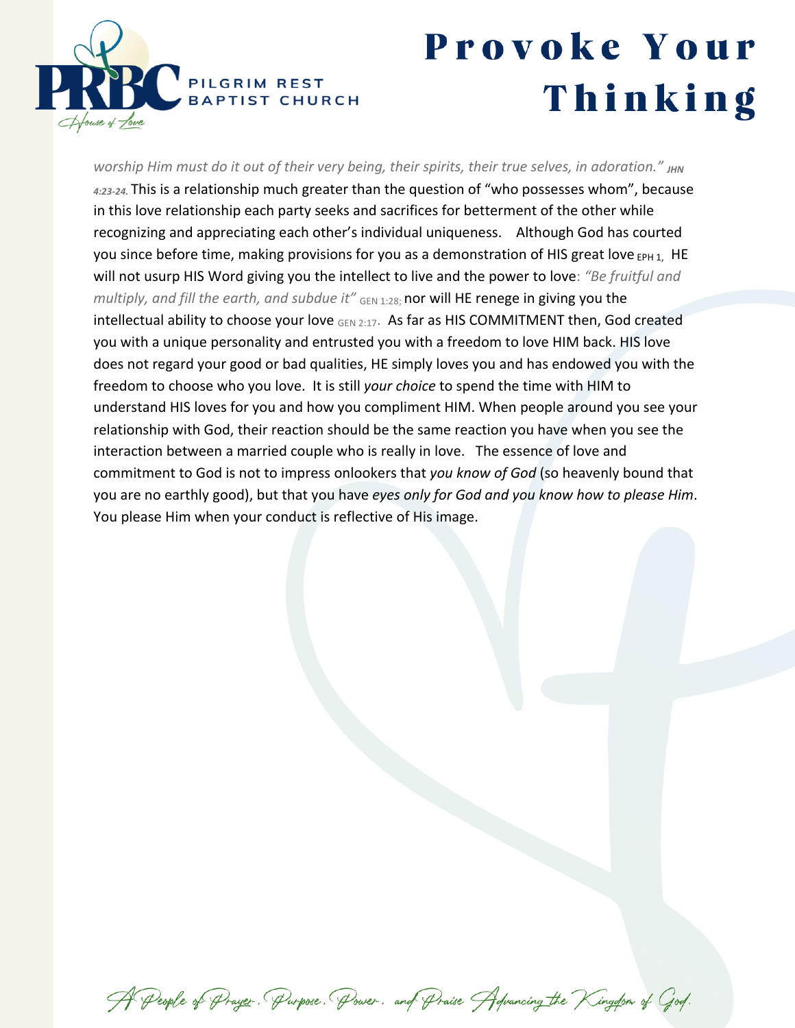*worship Him must do it out of their very being, their spirits, their true selves, in adoration." JHN 4:23-24.* This is a relationship much greater than the question of "who possesses whom", because in this love relationship each party seeks and sacrifices for betterment of the other while recognizing and appreciating each other's individual uniqueness. Although God has courted you since before time, making provisions for you as a demonstration of HIS great love EPH 1, HE will not usurp HIS Word giving you the intellect to live and the power to love: *"Be fruitful and multiply, and fill the earth, and subdue it"* GEN 1:28; nor will HE renege in giving you the intellectual ability to choose your love GEN 2:17. As far as HIS COMMITMENT then, God created you with a unique personality and entrusted you with a freedom to love HIM back. HIS love does not regard your good or bad qualities, HE simply loves you and has endowed you with the freedom to choose who you love. It is still *your choice* to spend the time with HIM to understand HIS loves for you and how you compliment HIM. When people around you see your relationship with God, their reaction should be the same reaction you have when you see the interaction between a married couple who is really in love. The essence of love and commitment to God is not to impress onlookers that *you know of God* (so heavenly bound that you are no earthly good), but that you have *eyes only for God and you know how to please Him*. You please Him when your conduct is reflective of His image.